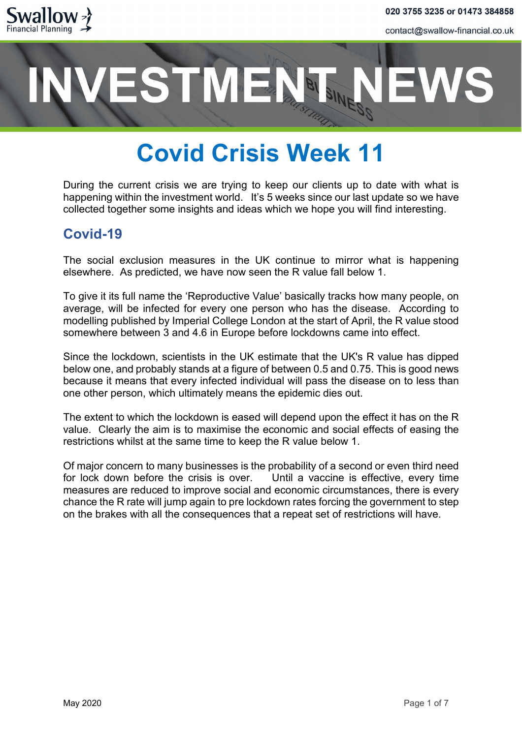# INVESTMENT NEWS

# Covid Crisis Week 11

During the current crisis we are trying to keep our clients up to date with what is happening within the investment world. It's 5 weeks since our last update so we have collected together some insights and ideas which we hope you will find interesting.

## Covid-19

The social exclusion measures in the UK continue to mirror what is happening elsewhere. As predicted, we have now seen the R value fall below 1.

To give it its full name the 'Reproductive Value' basically tracks how many people, on average, will be infected for every one person who has the disease. According to modelling published by Imperial College London at the start of April, the R value stood somewhere between 3 and 4.6 in Europe before lockdowns came into effect.

Since the lockdown, scientists in the UK estimate that the UK's R value has dipped below one, and probably stands at a figure of between 0.5 and 0.75. This is good news because it means that every infected individual will pass the disease on to less than one other person, which ultimately means the epidemic dies out.

The extent to which the lockdown is eased will depend upon the effect it has on the R value. Clearly the aim is to maximise the economic and social effects of easing the restrictions whilst at the same time to keep the R value below 1.

Of major concern to many businesses is the probability of a second or even third need for lock down before the crisis is over. Until a vaccine is effective, every time measures are reduced to improve social and economic circumstances, there is every chance the R rate will jump again to pre lockdown rates forcing the government to step on the brakes with all the consequences that a repeat set of restrictions will have.

May 2020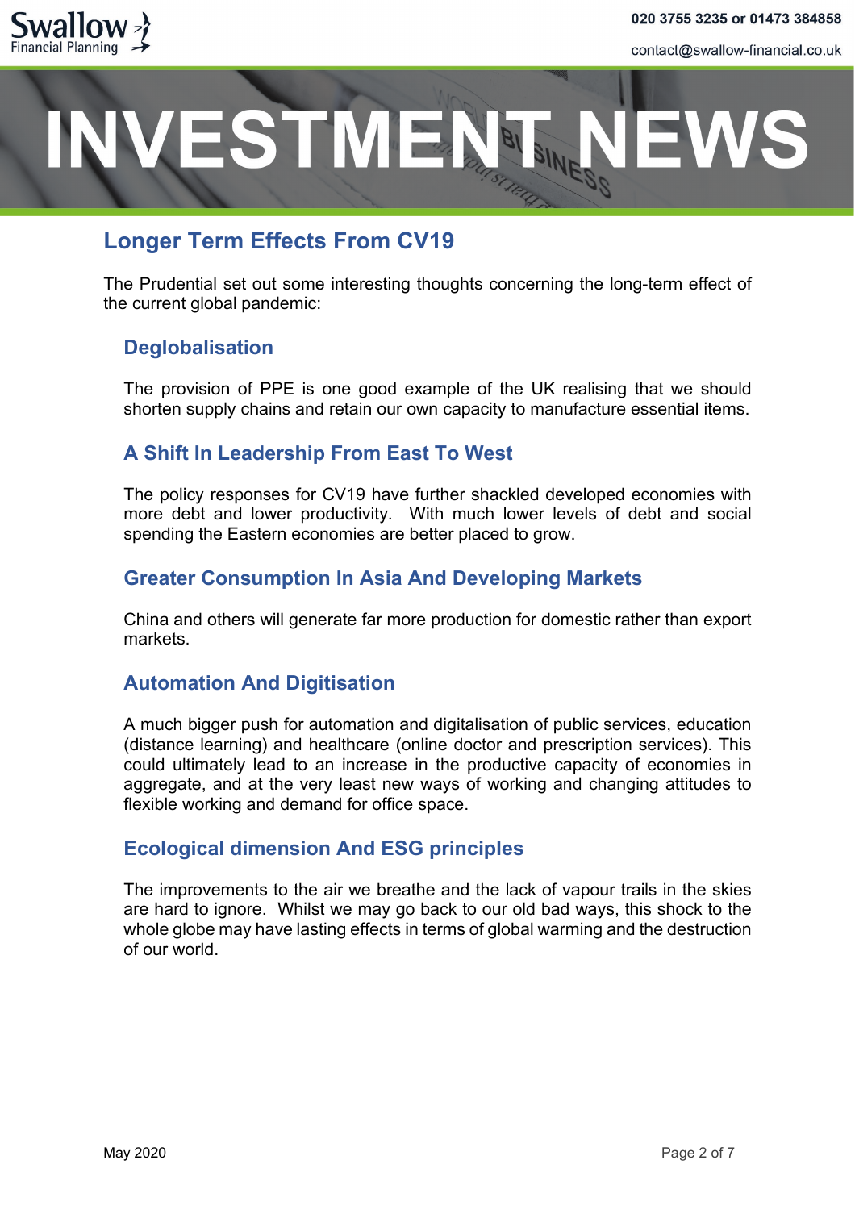## Longer Term Effects From CV19

The Prudential set out some interesting thoughts concerning the long-term effect of the current global pandemic:

### Deglobalisation

The provision of PPE is one good example of the UK realising that we should shorten supply chains and retain our own capacity to manufacture essential items.

### A Shift In Leadership From East To West

The policy responses for CV19 have further shackled developed economies with more debt and lower productivity. With much lower levels of debt and social spending the Eastern economies are better placed to grow.

### Greater Consumption In Asia And Developing Markets

China and others will generate far more production for domestic rather than export markets.

### Automation And Digitisation

A much bigger push for automation and digitalisation of public services, education (distance learning) and healthcare (online doctor and prescription services). This could ultimately lead to an increase in the productive capacity of economies in aggregate, and at the very least new ways of working and changing attitudes to flexible working and demand for office space.

### Ecological dimension And ESG principles

The improvements to the air we breathe and the lack of vapour trails in the skies are hard to ignore. Whilst we may go back to our old bad ways, this shock to the whole globe may have lasting effects in terms of global warming and the destruction of our world.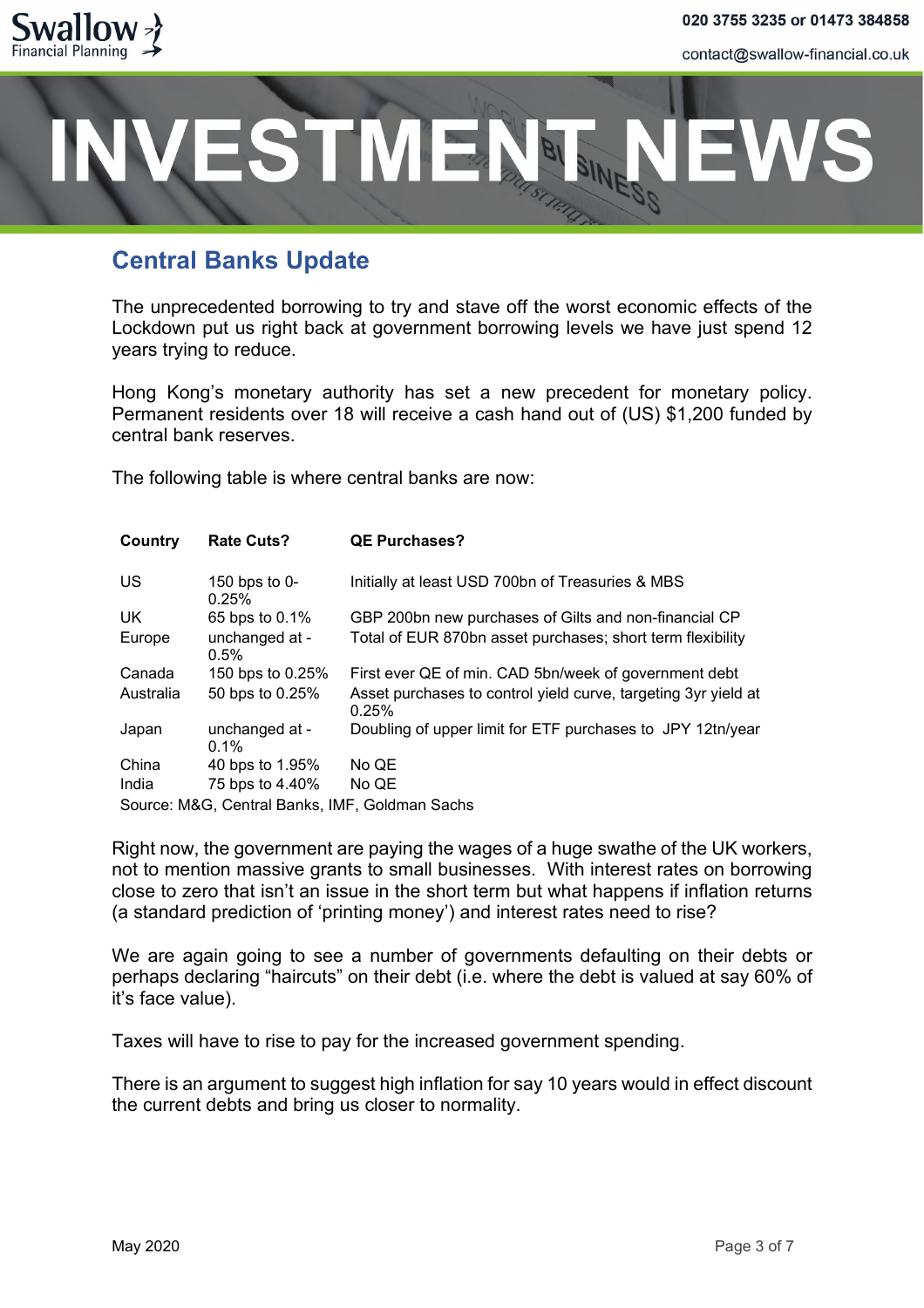## Central Banks Update

The unprecedented borrowing to try and stave off the worst economic effects of the Lockdown put us right back at government borrowing levels we have just spend 12 years trying to reduce.

Hong Kong's monetary authority has set a new precedent for monetary policy. Permanent residents over 18 will receive a cash hand out of (US) $1,200 funded by central bank reserves.

The following table is where central banks are now:

| Country | Rate Cuts? | QE Purchases? |
|---|---|---|
| US | 150 bps to 0-0.25% | Initially at least USD 700bn of Treasuries & MBS |
| UK | 65 bps to 0.1% | GBP 200bn new purchases of Gilts and non-financial CP |
| Europe | unchanged at -0.5% | Total of EUR 870bn asset purchases; short term flexibility |
| Canada | 150 bps to 0.25% | First ever QE of min. CAD 5bn/week of government debt |
| Australia | 50 bps to 0.25% | Asset purchases to control yield curve, targeting 3yr yield at 0.25% |
| Japan | unchanged at -0.1% | Doubling of upper limit for ETF purchases to JPY 12tn/year |
| China | 40 bps to 1.95% | No QE |
| India | 75 bps to 4.40% | No QE |

Source: M&G, Central Banks, IMF, Goldman Sachs

Right now, the government are paying the wages of a huge swathe of the UK workers, not to mention massive grants to small businesses. With interest rates on borrowing close to zero that isn't an issue in the short term but what happens if inflation returns (a standard prediction of 'printing money') and interest rates need to rise?

We are again going to see a number of governments defaulting on their debts or perhaps declaring "haircuts" on their debt (i.e. where the debt is valued at say 60% of it's face value).

Taxes will have to rise to pay for the increased government spending.

There is an argument to suggest high inflation for say 10 years would in effect discount the current debts and bring us closer to normality.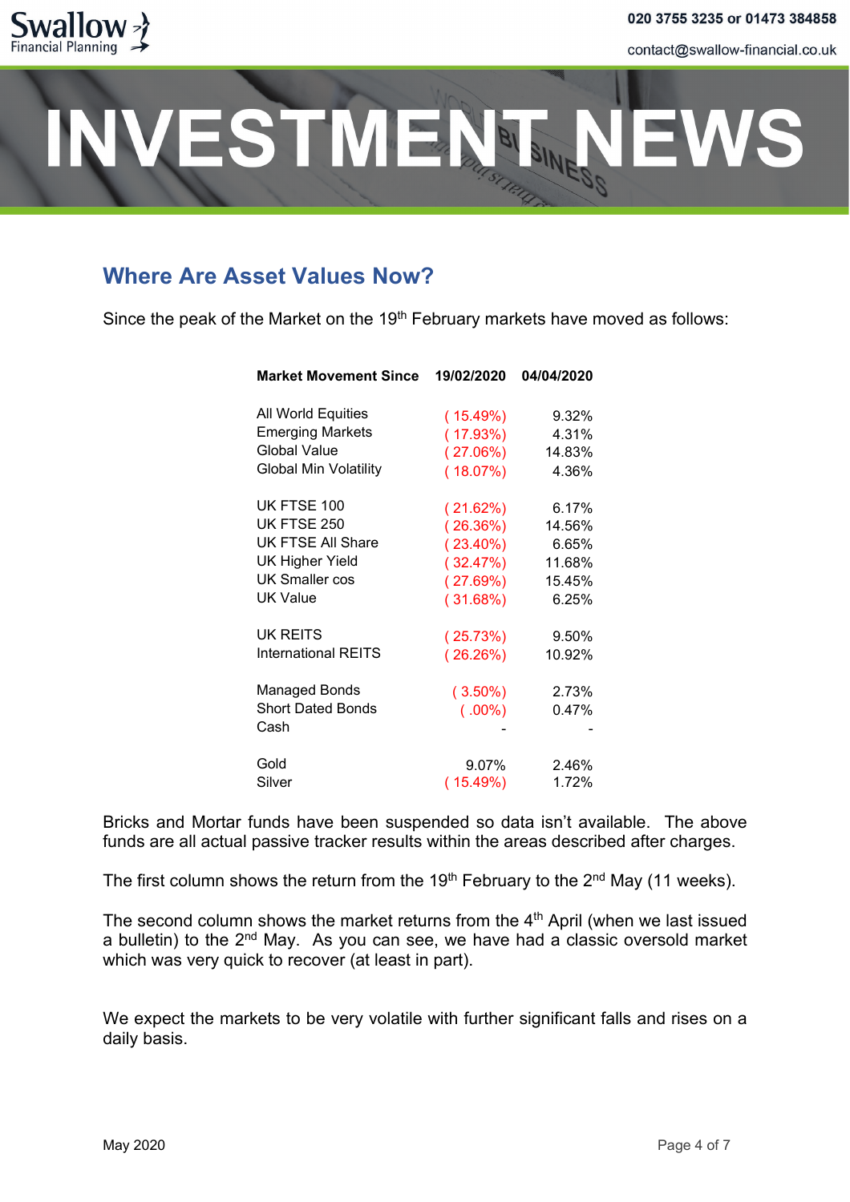# INVESTMENT NEWS

## Where Are Asset Values Now?

Since the peak of the Market on the 19th February markets have moved as follows:

| Market Movement Since | 19/02/2020 | 04/04/2020 |
|---|---|---|
| All World Equities | ( 15.49%) | 9.32% |
| Emerging Markets | ( 17.93%) | 4.31% |
| Global Value | ( 27.06%) | 14.83% |
| Global Min Volatility | ( 18.07%) | 4.36% |
| UK FTSE 100 | ( 21.62%) | 6.17% |
| UK FTSE 250 | ( 26.36%) | 14.56% |
| UK FTSE All Share | ( 23.40%) | 6.65% |
| UK Higher Yield | ( 32.47%) | 11.68% |
| UK Smaller cos | ( 27.69%) | 15.45% |
| UK Value | ( 31.68%) | 6.25% |
| UK REITS | ( 25.73%) | 9.50% |
| International REITS | ( 26.26%) | 10.92% |
| Managed Bonds | ( 3.50%) | 2.73% |
| Short Dated Bonds | ( .00%) | 0.47% |
| Cash | - | - |
| Gold | 9.07% | 2.46% |
| Silver | ( 15.49%) | 1.72% |

Bricks and Mortar funds have been suspended so data isn't available. The above funds are all actual passive tracker results within the areas described after charges.

The first column shows the return from the 19th February to the 2nd May (11 weeks).

The second column shows the market returns from the 4th April (when we last issued a bulletin) to the 2nd May. As you can see, we have had a classic oversold market which was very quick to recover (at least in part).

We expect the markets to be very volatile with further significant falls and rises on a daily basis.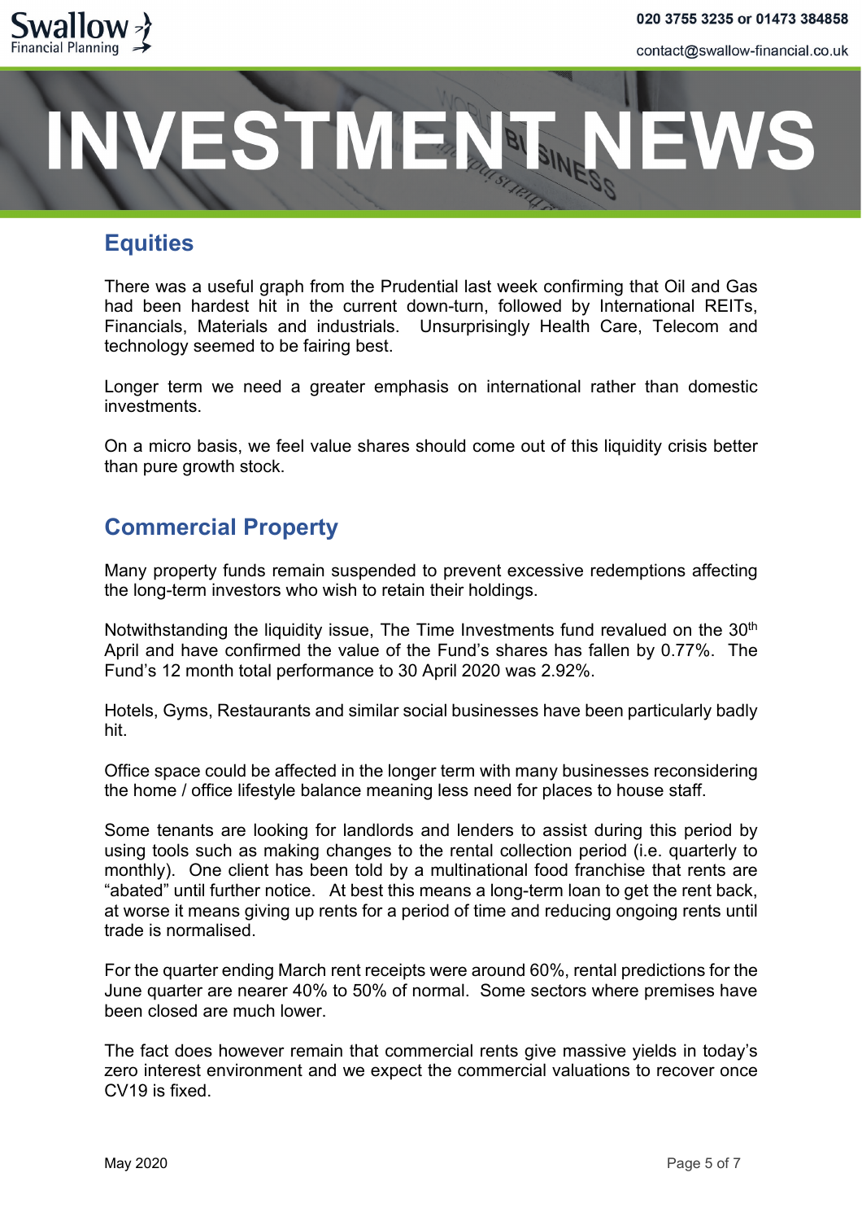# INVESTMENT NEWS

## Equities

There was a useful graph from the Prudential last week confirming that Oil and Gas had been hardest hit in the current down-turn, followed by International REITs, Financials, Materials and industrials. Unsurprisingly Health Care, Telecom and technology seemed to be fairing best.

Longer term we need a greater emphasis on international rather than domestic investments.

On a micro basis, we feel value shares should come out of this liquidity crisis better than pure growth stock.

## Commercial Property

Many property funds remain suspended to prevent excessive redemptions affecting the long-term investors who wish to retain their holdings.

Notwithstanding the liquidity issue, The Time Investments fund revalued on the 30th April and have confirmed the value of the Fund's shares has fallen by 0.77%. The Fund's 12 month total performance to 30 April 2020 was 2.92%.

Hotels, Gyms, Restaurants and similar social businesses have been particularly badly hit.

Office space could be affected in the longer term with many businesses reconsidering the home / office lifestyle balance meaning less need for places to house staff.

Some tenants are looking for landlords and lenders to assist during this period by using tools such as making changes to the rental collection period (i.e. quarterly to monthly). One client has been told by a multinational food franchise that rents are "abated" until further notice. At best this means a long-term loan to get the rent back, at worse it means giving up rents for a period of time and reducing ongoing rents until trade is normalised.

For the quarter ending March rent receipts were around 60%, rental predictions for the June quarter are nearer 40% to 50% of normal. Some sectors where premises have been closed are much lower.

The fact does however remain that commercial rents give massive yields in today's zero interest environment and we expect the commercial valuations to recover once CV19 is fixed.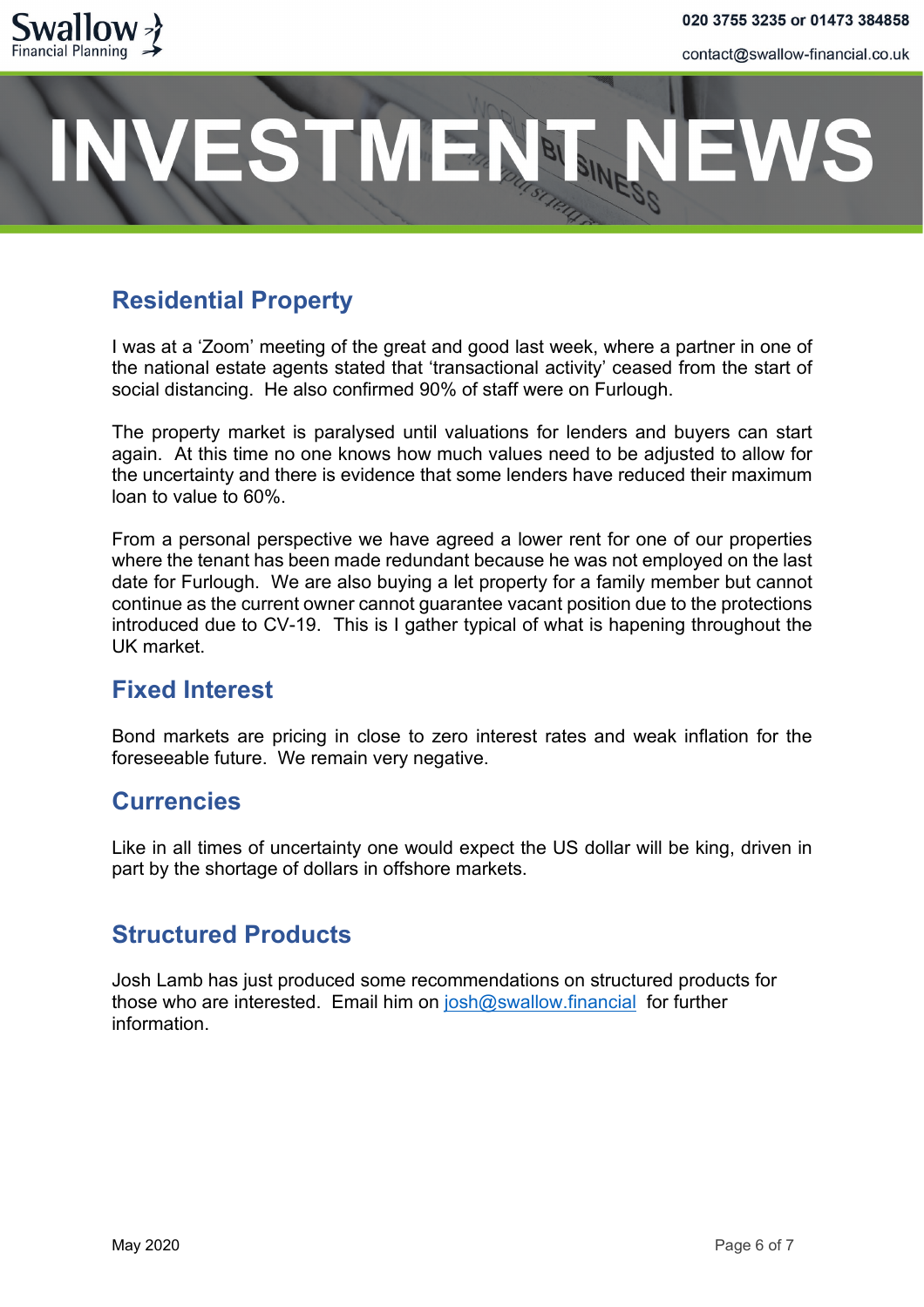# INVESTMENT NEWS

## Residential Property

I was at a 'Zoom' meeting of the great and good last week, where a partner in one of the national estate agents stated that 'transactional activity' ceased from the start of social distancing. He also confirmed 90% of staff were on Furlough.

The property market is paralysed until valuations for lenders and buyers can start again. At this time no one knows how much values need to be adjusted to allow for the uncertainty and there is evidence that some lenders have reduced their maximum loan to value to 60%.

From a personal perspective we have agreed a lower rent for one of our properties where the tenant has been made redundant because he was not employed on the last date for Furlough. We are also buying a let property for a family member but cannot continue as the current owner cannot guarantee vacant position due to the protections introduced due to CV-19. This is I gather typical of what is hapening throughout the UK market.

## Fixed Interest

Bond markets are pricing in close to zero interest rates and weak inflation for the foreseeable future. We remain very negative.

## Currencies

Like in all times of uncertainty one would expect the US dollar will be king, driven in part by the shortage of dollars in offshore markets.

## Structured Products

Josh Lamb has just produced some recommendations on structured products for those who are interested. Email him on josh@swallow.financial for further information.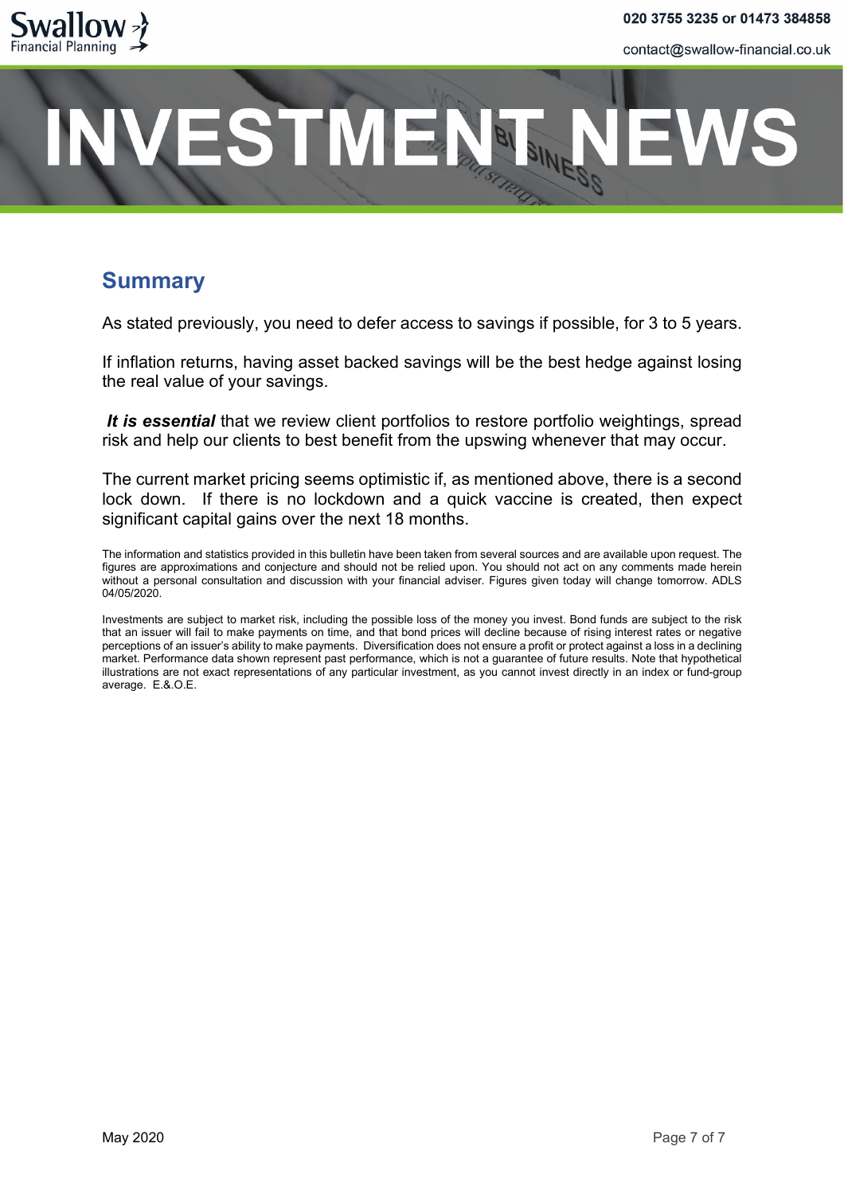## Summary

As stated previously, you need to defer access to savings if possible, for 3 to 5 years.

If inflation returns, having asset backed savings will be the best hedge against losing the real value of your savings.

***It is essential*** that we review client portfolios to restore portfolio weightings, spread risk and help our clients to best benefit from the upswing whenever that may occur.

The current market pricing seems optimistic if, as mentioned above, there is a second lock down. If there is no lockdown and a quick vaccine is created, then expect significant capital gains over the next 18 months.

The information and statistics provided in this bulletin have been taken from several sources and are available upon request. The figures are approximations and conjecture and should not be relied upon. You should not act on any comments made herein without a personal consultation and discussion with your financial adviser. Figures given today will change tomorrow. ADLS 04/05/2020.

Investments are subject to market risk, including the possible loss of the money you invest. Bond funds are subject to the risk that an issuer will fail to make payments on time, and that bond prices will decline because of rising interest rates or negative perceptions of an issuer's ability to make payments. Diversification does not ensure a profit or protect against a loss in a declining market. Performance data shown represent past performance, which is not a guarantee of future results. Note that hypothetical illustrations are not exact representations of any particular investment, as you cannot invest directly in an index or fund-group average. E.&.O.E.